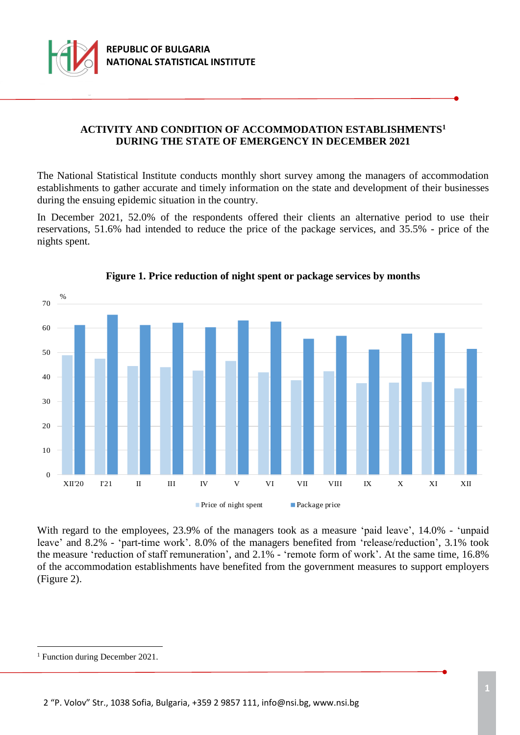REPUBLIC OF BULGARIA
NATIONAL STATISTICAL INSTITUTE

# ACTIVITY AND CONDITION OF ACCOMMODATION ESTABLISHMENTS[1] DURING THE STATE OF EMERGENCY IN DECEMBER 2021

The National Statistical Institute conducts monthly short survey among the managers of accommodation establishments to gather accurate and timely information on the state and development of their businesses during the ensuing epidemic situation in the country.

In December 2021, 52.0% of the respondents offered their clients an alternative period to use their reservations, 51.6% had intended to reduce the price of the package services, and 35.5% - price of the nights spent.

**Figure 1. Price reduction of night spent or package services by months**

%
70
60
50
40
30
20
10
0

XII'20 I'21 II III IV V VI VII VIII IX X XI XII

Price of night spent
Package price

With regard to the employees, 23.9% of the managers took as a measure 'paid leave', 14.0% - 'unpaid leave' and 8.2% - 'part-time work'. 8.0% of the managers benefited from 'release/reduction', 3.1% took the measure 'reduction of staff remuneration', and 2.1% - 'remote form of work'. At the same time, 16.8% of the accommodation establishments have benefited from the government measures to support employers (Figure 2).

[1] Function during December 2021.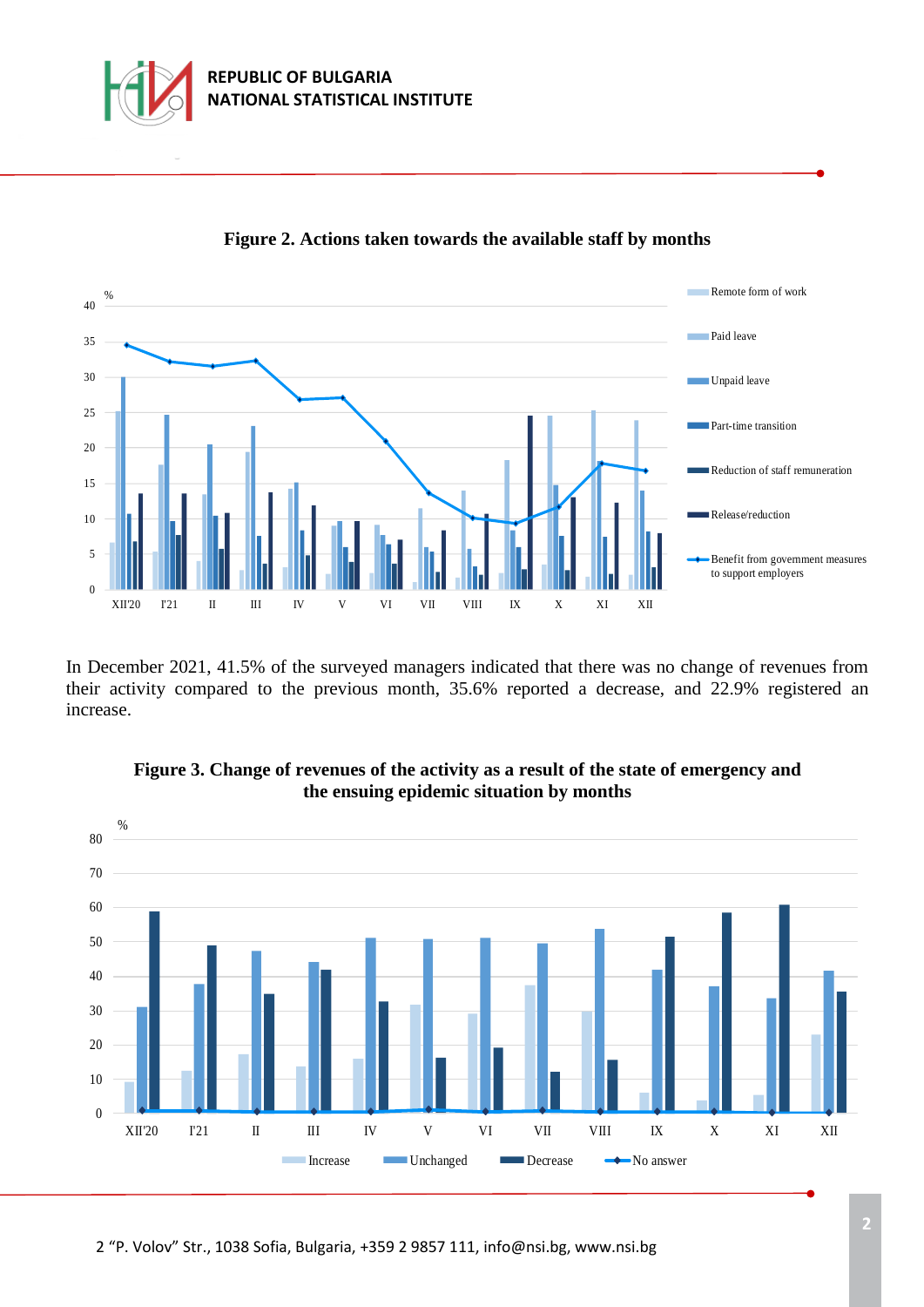**Figure 2. Actions taken towards the available staff by months**

%

40
35
30
25
20
15
10
5
0

XII'20 I'21 II III IV V VI VII VIII IX X XI XII

Remote form of work
Paid leave
Unpaid leave
Part-time transition
Reduction of staff remuneration
Release/reduction
Benefit from government measures to support employers

In December 2021, 41.5% of the surveyed managers indicated that there was no change of revenues from their activity compared to the previous month, 35.6% reported a decrease, and 22.9% registered an increase.

**Figure 3. Change of revenues of the activity as a result of the state of emergency and the ensuing epidemic situation by months**

%

80
70
60
50
40
30
20
10
0

XII'20 I'21 II III IV V VI VII VIII IX X XI XII

Increase
Unchanged
Decrease
No answer

2 "P. Volov" Str., 1038 Sofia, Bulgaria, +359 2 9857 111, info@nsi.bg, www.nsi.bg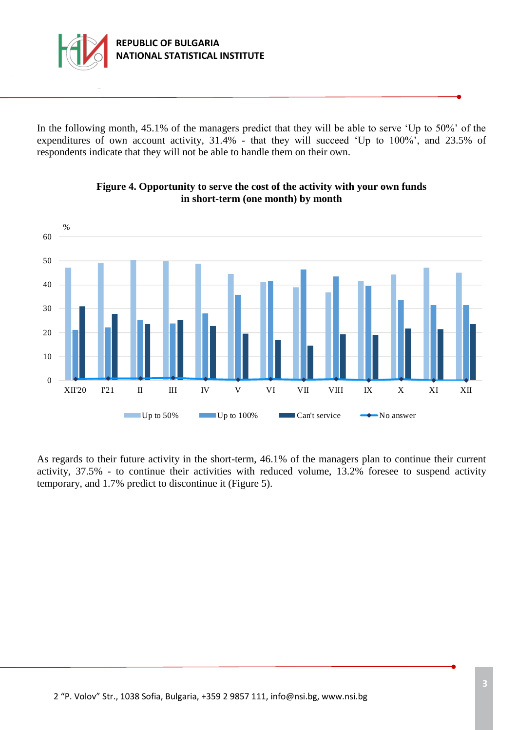In the following month, 45.1% of the managers predict that they will be able to serve 'Up to 50%' of the expenditures of own account activity, 31.4% - that they will succeed 'Up to 100%', and 23.5% of respondents indicate that they will not be able to handle them on their own.

**Figure 4. Opportunity to serve the cost of the activity with your own funds in short-term (one month) by month**

%

60
50
40
30
20
10
0

XII'20 I'21 II III IV V VI VII VIII IX X XI XII

Up to 50% Up to 100% Can't service No answer

As regards to their future activity in the short-term, 46.1% of the managers plan to continue their current activity, 37.5% - to continue their activities with reduced volume, 13.2% foresee to suspend activity temporary, and 1.7% predict to discontinue it (Figure 5).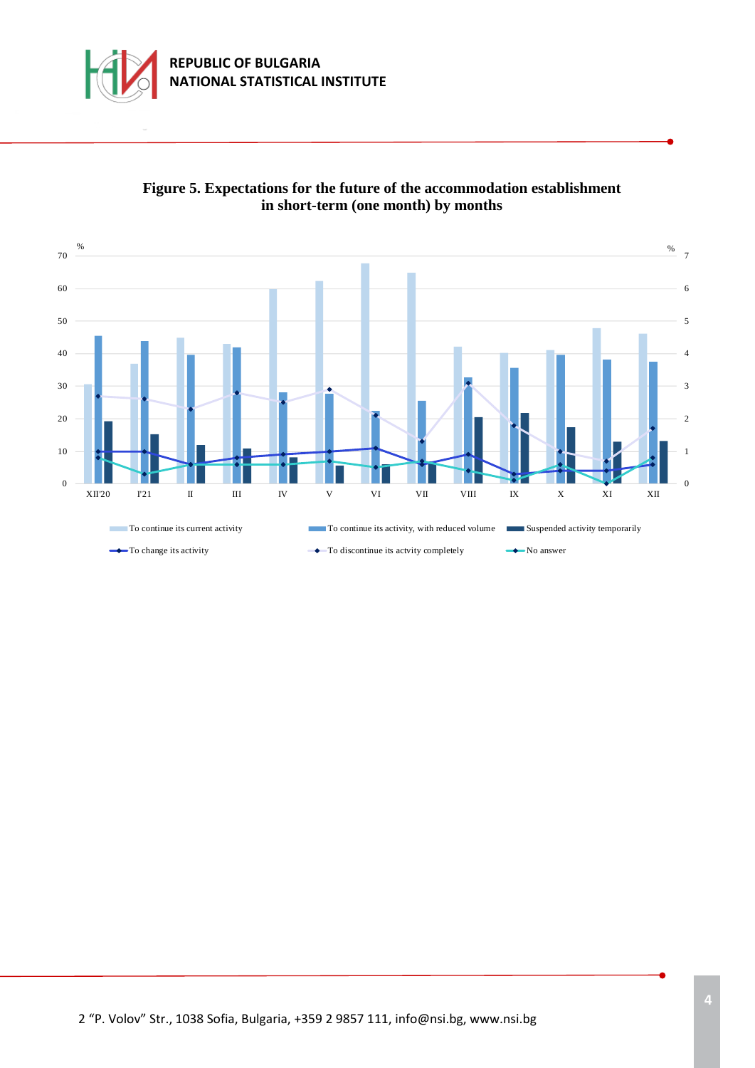**Figure 5. Expectations for the future of the accommodation establishment in short-term (one month) by months**

%

70
60
50
40
30
20
10
0

%

7
6
5
4
3
2
1
0

XII'20
I'21
II
III
IV
V
VI
VII
VIII
IX
X
XI
XII

To continue its current activity
To continue its activity, with reduced volume
Suspended activity temporarily
To change its activity
To discontinue its actvity completely
No answer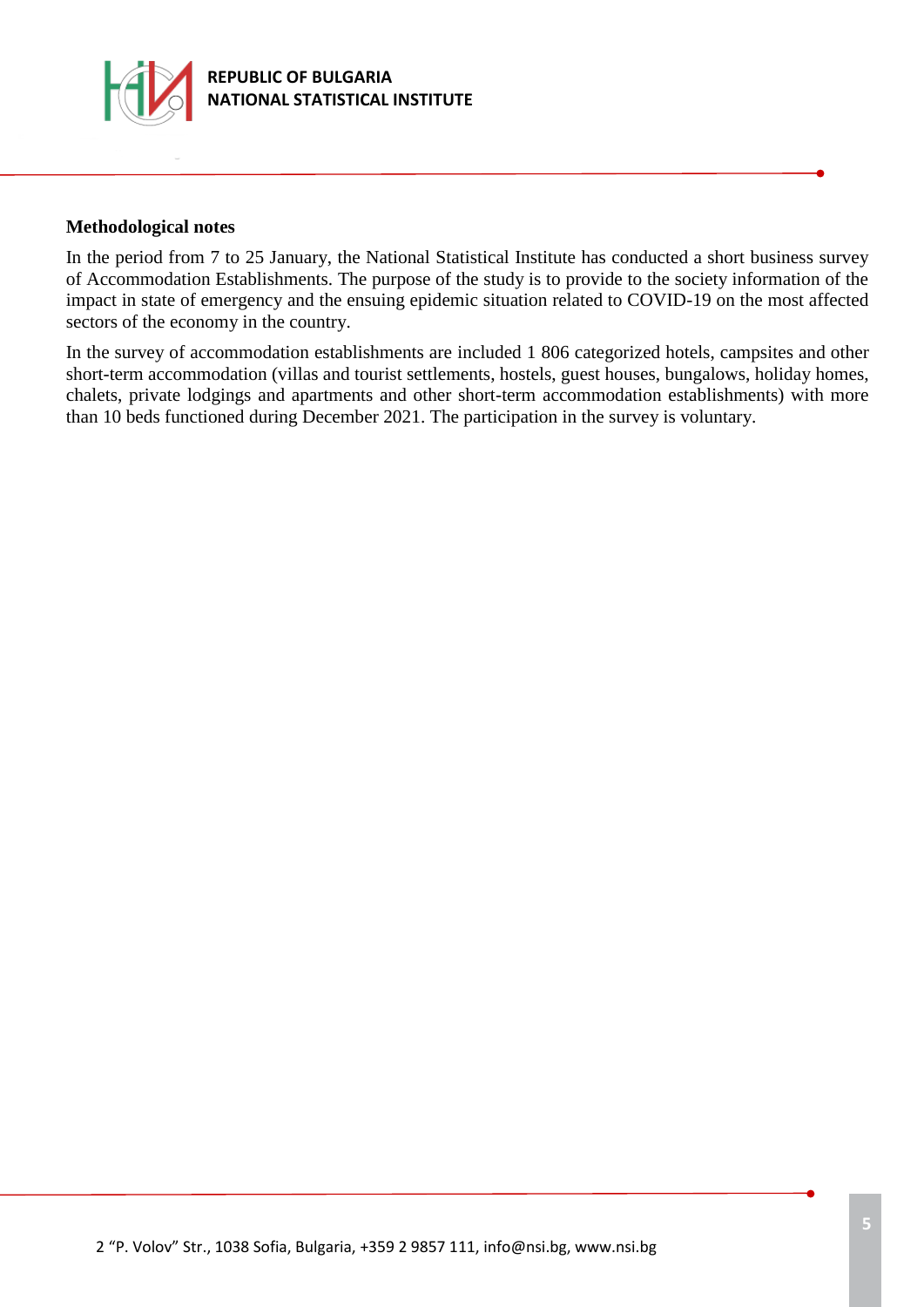**Methodological notes**

In the period from 7 to 25 January, the National Statistical Institute has conducted a short business survey of Accommodation Establishments. The purpose of the study is to provide to the society information of the impact in state of emergency and the ensuing epidemic situation related to COVID-19 on the most affected sectors of the economy in the country.

In the survey of accommodation establishments are included 1 806 categorized hotels, campsites and other short-term accommodation (villas and tourist settlements, hostels, guest houses, bungalows, holiday homes, chalets, private lodgings and apartments and other short-term accommodation establishments) with more than 10 beds functioned during December 2021. The participation in the survey is voluntary.